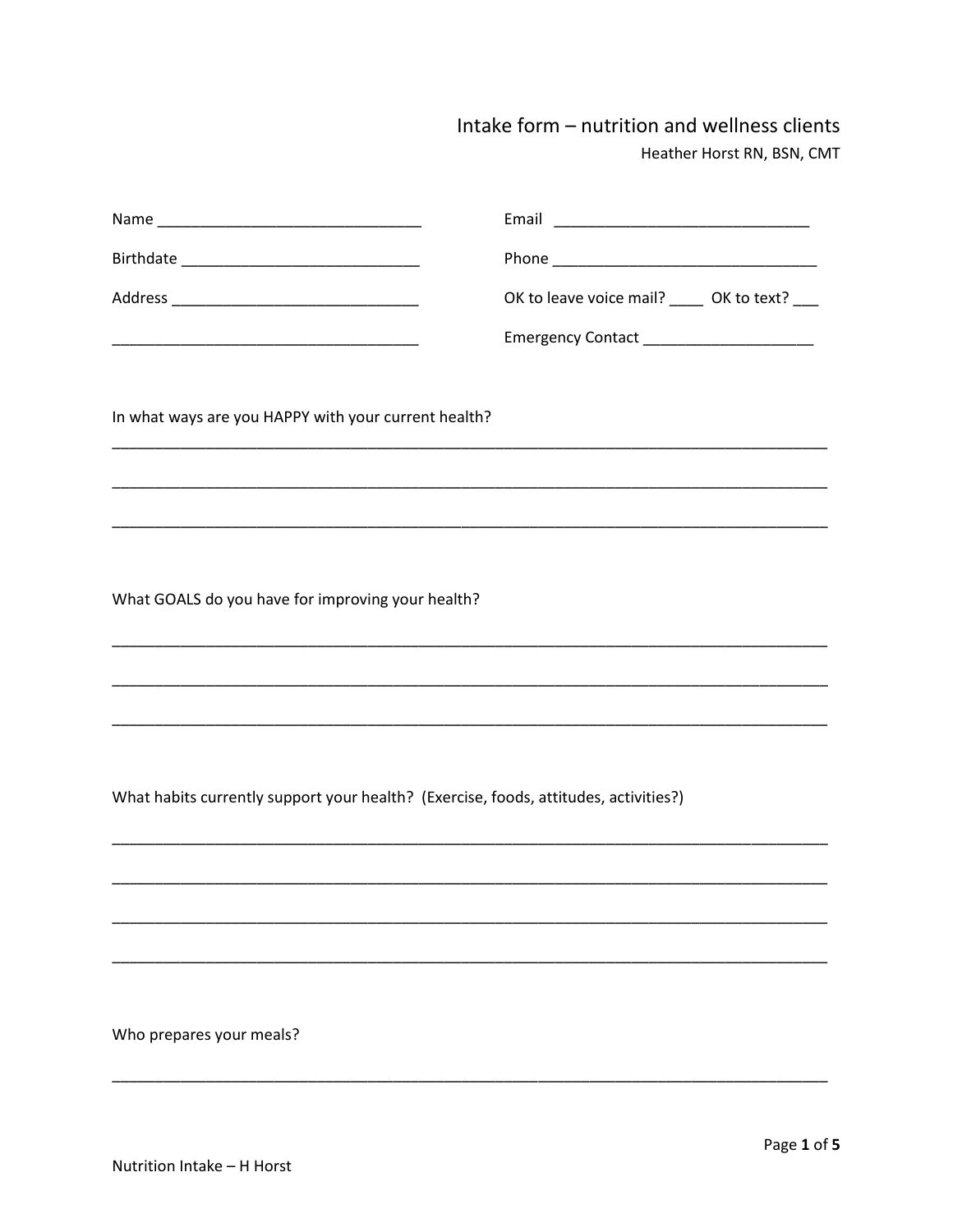# Intake form – nutrition and wellness clients

Heather Horst RN, BSN, CMT

Name ______________________________

Birthdate ___________________________

Address ____________________________

____________________________________

Email ______________________________

Phone ______________________________

OK to leave voice mail? ____ OK to text? ___

Emergency Contact ___________________

In what ways are you HAPPY with your current health?

_______________________________________________________________________________

_______________________________________________________________________________

_______________________________________________________________________________

What GOALS do you have for improving your health?

_______________________________________________________________________________

_______________________________________________________________________________

_______________________________________________________________________________

What habits currently support your health? (Exercise, foods, attitudes, activities?)

_______________________________________________________________________________

_______________________________________________________________________________

_______________________________________________________________________________

_______________________________________________________________________________

Who prepares your meals?

_______________________________________________________________________________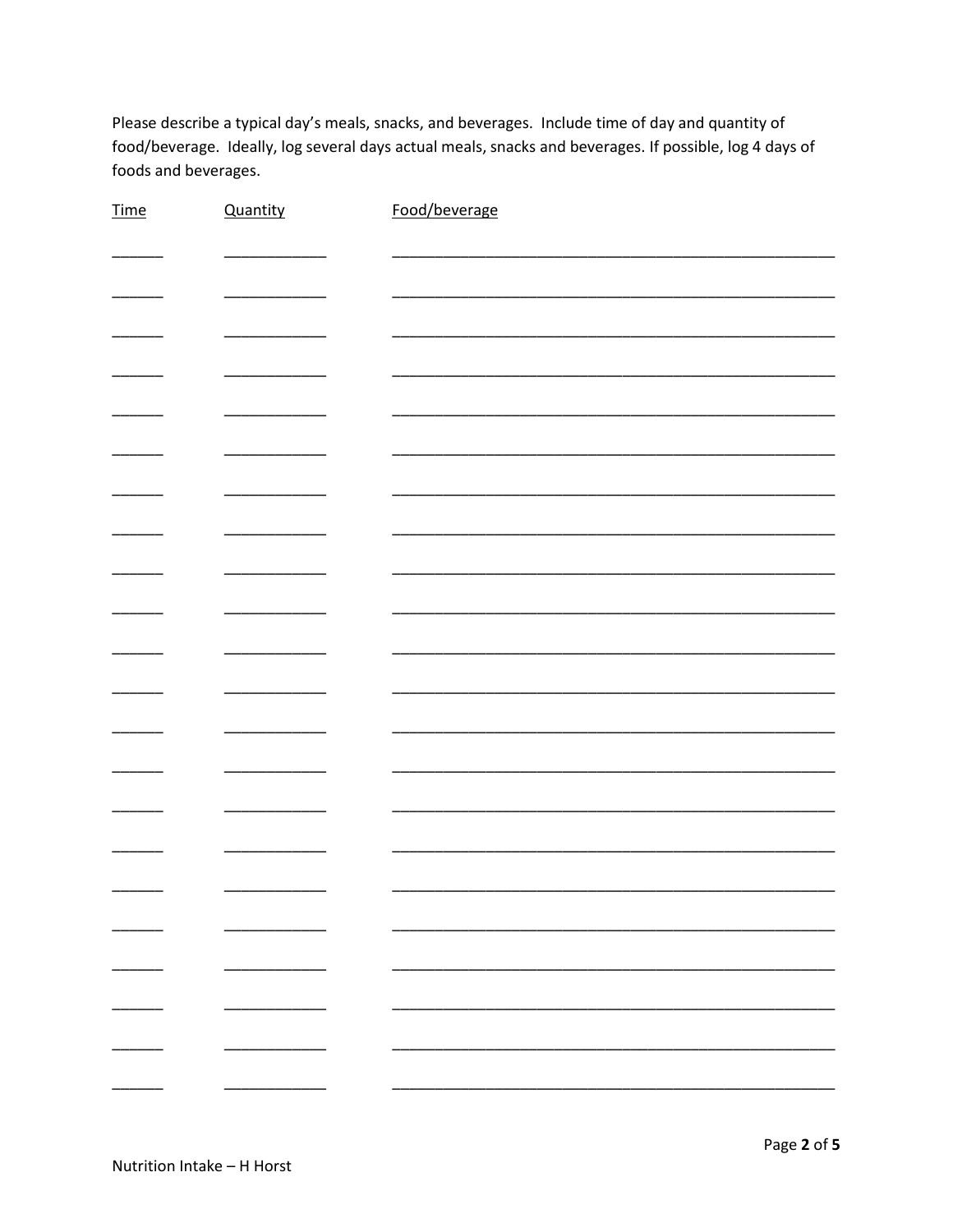Please describe a typical day's meals, snacks, and beverages. Include time of day and quantity of food/beverage. Ideally, log several days actual meals, snacks and beverages. If possible, log 4 days of foods and beverages.

| Time | Quantity | Food/beverage |
| --- | --- | --- |
| ______ | ____________ | ______________________________________________________ |
| ______ | ____________ | ______________________________________________________ |
| ______ | ____________ | ______________________________________________________ |
| ______ | ____________ | ______________________________________________________ |
| ______ | ____________ | ______________________________________________________ |
| ______ | ____________ | ______________________________________________________ |
| ______ | ____________ | ______________________________________________________ |
| ______ | ____________ | ______________________________________________________ |
| ______ | ____________ | ______________________________________________________ |
| ______ | ____________ | ______________________________________________________ |
| ______ | ____________ | ______________________________________________________ |
| ______ | ____________ | ______________________________________________________ |
| ______ | ____________ | ______________________________________________________ |
| ______ | ____________ | ______________________________________________________ |
| ______ | ____________ | ______________________________________________________ |
| ______ | ____________ | ______________________________________________________ |
| ______ | ____________ | ______________________________________________________ |
| ______ | ____________ | ______________________________________________________ |
| ______ | ____________ | ______________________________________________________ |
| ______ | ____________ | ______________________________________________________ |
| ______ | ____________ | ______________________________________________________ |
| ______ | ____________ | ______________________________________________________ |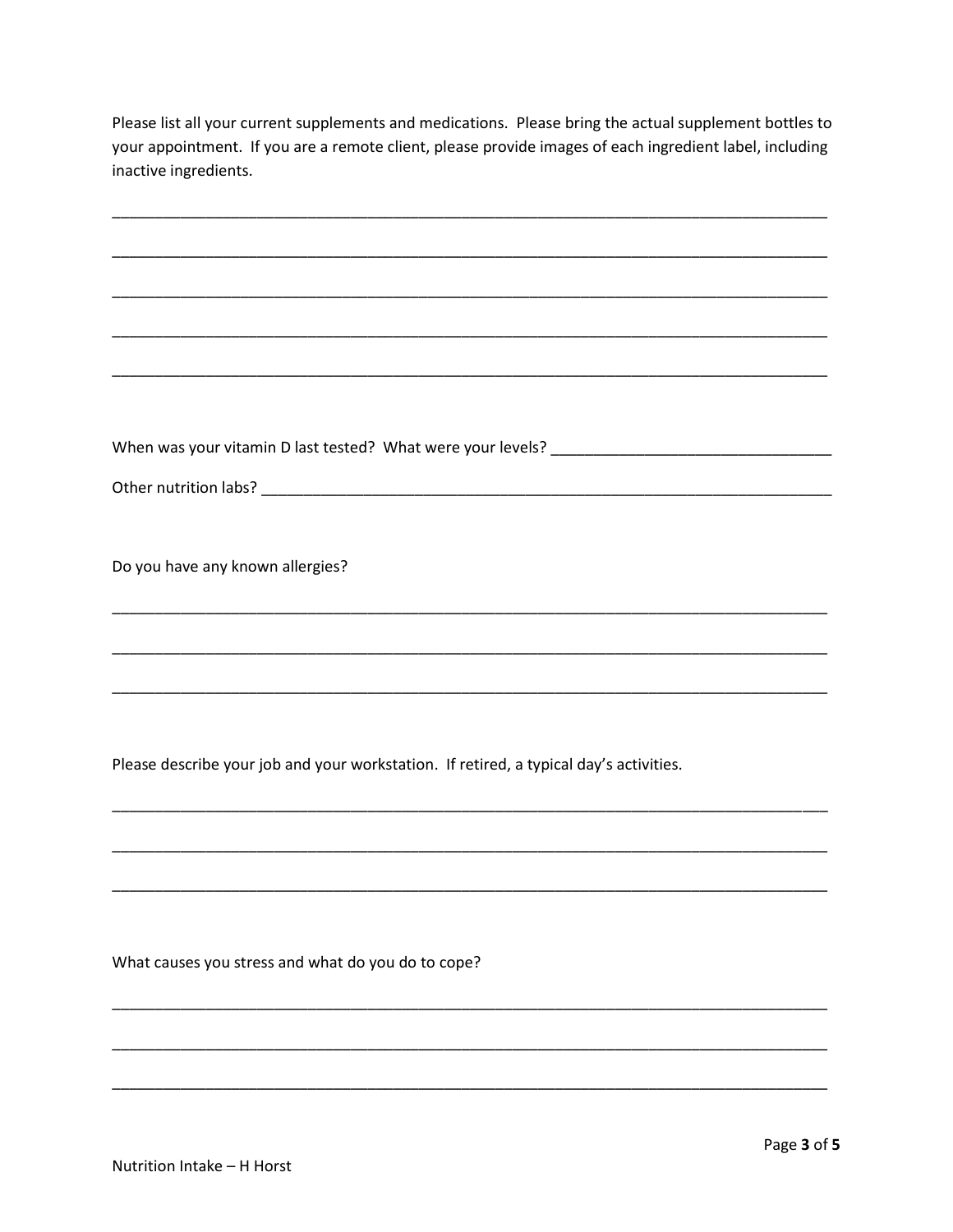Please list all your current supplements and medications. Please bring the actual supplement bottles to your appointment. If you are a remote client, please provide images of each ingredient label, including inactive ingredients.

______________________________________________________________________________

______________________________________________________________________________

______________________________________________________________________________

______________________________________________________________________________

______________________________________________________________________________

When was your vitamin D last tested? What were your levels? ______________________________

Other nutrition labs? ______________________________________________________________

Do you have any known allergies?

______________________________________________________________________________

______________________________________________________________________________

______________________________________________________________________________

Please describe your job and your workstation. If retired, a typical day's activities.

______________________________________________________________________________

______________________________________________________________________________

______________________________________________________________________________

What causes you stress and what do you do to cope?

______________________________________________________________________________

______________________________________________________________________________

______________________________________________________________________________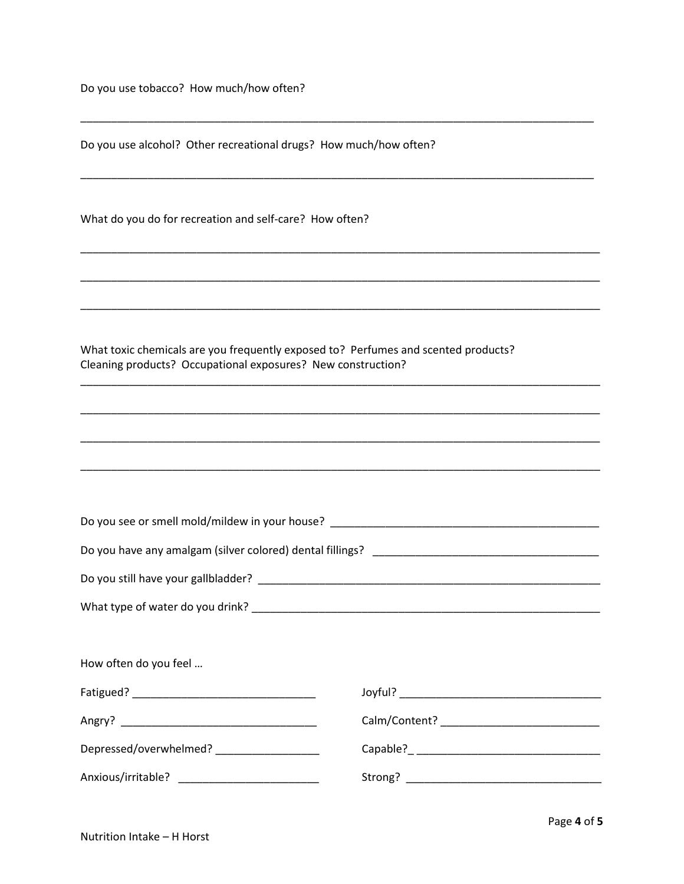Do you use tobacco? How much/how often?

___________________________________________________________________________________

Do you use alcohol? Other recreational drugs? How much/how often?

___________________________________________________________________________________

What do you do for recreation and self-care? How often?

___________________________________________________________________________________

___________________________________________________________________________________

___________________________________________________________________________________

What toxic chemicals are you frequently exposed to? Perfumes and scented products? Cleaning products? Occupational exposures? New construction?

___________________________________________________________________________________

___________________________________________________________________________________

___________________________________________________________________________________

___________________________________________________________________________________

Do you see or smell mold/mildew in your house? ___________________________________________

Do you have any amalgam (silver colored) dental fillings? _____________________________________

Do you still have your gallbladder? ________________________________________________________

What type of water do you drink? _________________________________________________________

How often do you feel …

Fatigued? ______________________________

Angry? ________________________________

Depressed/overwhelmed? _________________

Anxious/irritable? _______________________

Joyful? ________________________________

Calm/Content? __________________________

Capable?_ ______________________________

Strong? ________________________________

Nutrition Intake – H Horst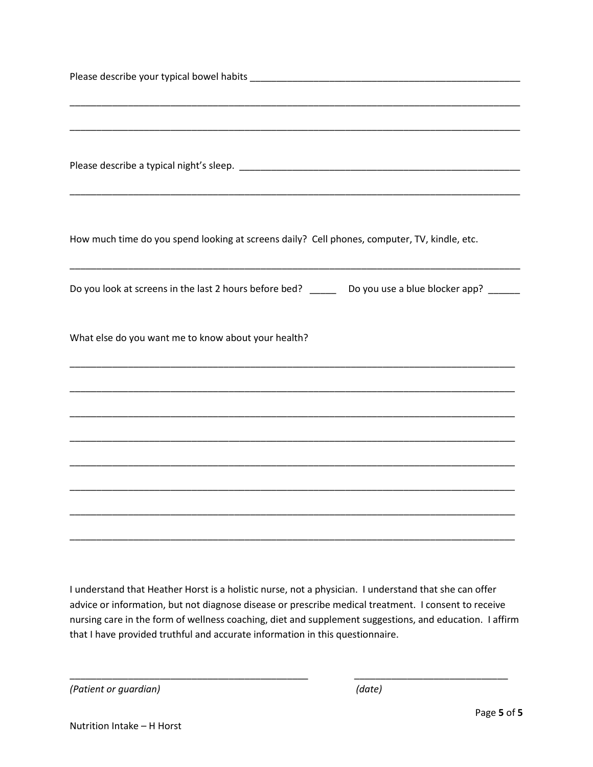Please describe your typical bowel habits ____________________________________________________

__________________________________________________________________________________________

__________________________________________________________________________________________

Please describe a typical night's sleep. _____________________________________________________

__________________________________________________________________________________________

How much time do you spend looking at screens daily? Cell phones, computer, TV, kindle, etc.

__________________________________________________________________________________________

Do you look at screens in the last 2 hours before bed? _____ Do you use a blue blocker app? ______

What else do you want me to know about your health?

__________________________________________________________________________________________

__________________________________________________________________________________________

__________________________________________________________________________________________

__________________________________________________________________________________________

__________________________________________________________________________________________

__________________________________________________________________________________________

__________________________________________________________________________________________

__________________________________________________________________________________________

I understand that Heather Horst is a holistic nurse, not a physician. I understand that she can offer advice or information, but not diagnose disease or prescribe medical treatment. I consent to receive nursing care in the form of wellness coaching, diet and supplement suggestions, and education. I affirm that I have provided truthful and accurate information in this questionnaire.

_____________________________________________ _____________________________

*(Patient or guardian)* *(date)*